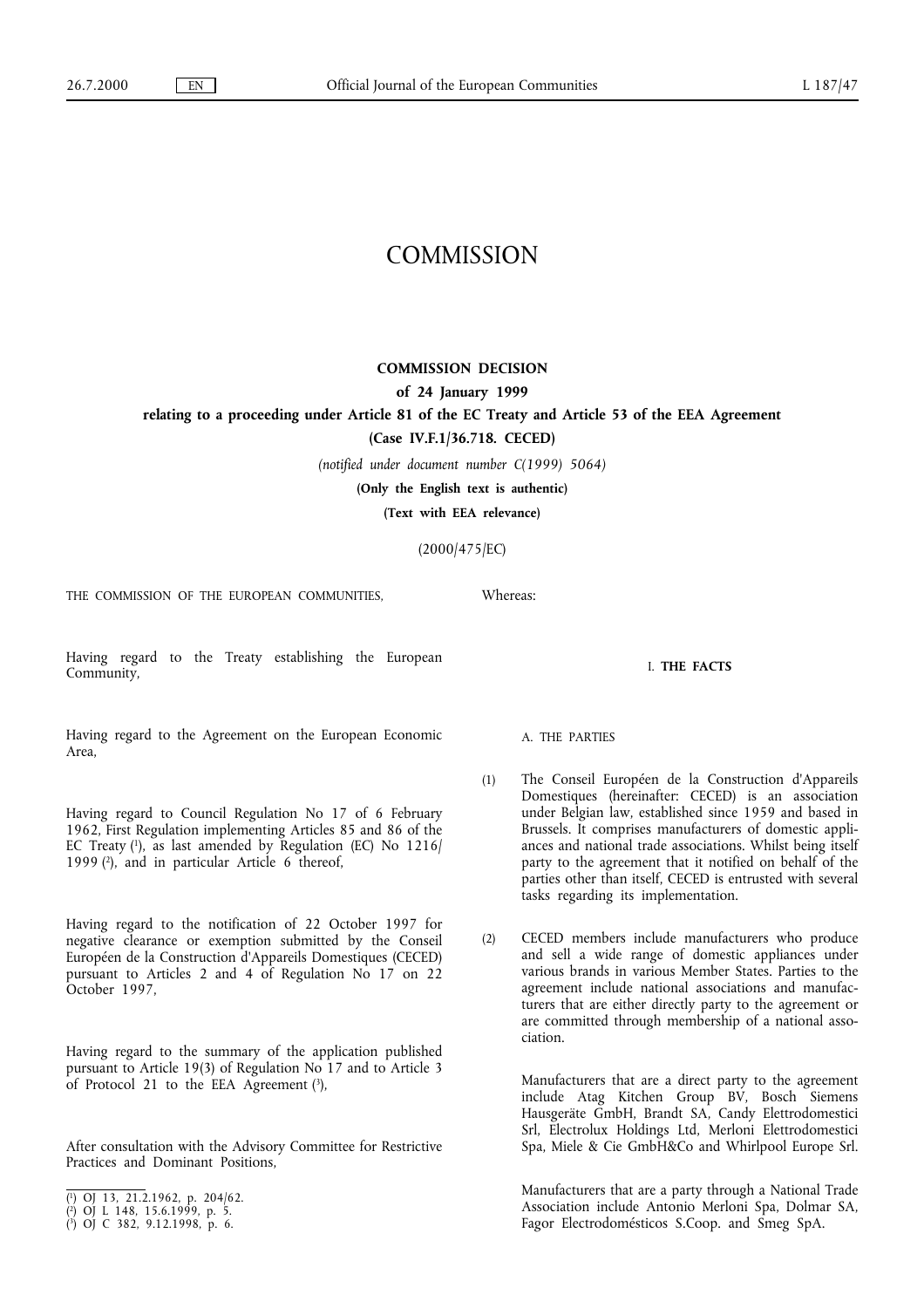# COMMISSION

## COMMISSION DECISION

### of 24 January 1999

### relating to a proceeding under Article 81 of the EC Treaty and Article 53 of the EEA Agreement

### (Case IV.F.1/36.718. CECED)

*(notified under document number C(1999) 5064)*

**(Only the English text is authentic)**

**(Text with EEA relevance)**

(2000/475/EC)

THE COMMISSION OF THE EUROPEAN COMMUNITIES,

Having regard to the Treaty establishing the European Community,

Having regard to the Agreement on the European Economic Area,

Having regard to Council Regulation No 17 of 6 February 1962, First Regulation implementing Articles 85 and 86 of the EC Treaty [1], as last amended by Regulation (EC) No 1216/1999 [2], and in particular Article 6 thereof,

Having regard to the notification of 22 October 1997 for negative clearance or exemption submitted by the Conseil Européen de la Construction d'Appareils Domestiques (CECED) pursuant to Articles 2 and 4 of Regulation No 17 on 22 October 1997,

Having regard to the summary of the application published pursuant to Article 19(3) of Regulation No 17 and to Article 3 of Protocol 21 to the EEA Agreement [3],

After consultation with the Advisory Committee for Restrictive Practices and Dominant Positions,

Whereas:

## I. THE FACTS

### A. THE PARTIES

(1) The Conseil Européen de la Construction d'Appareils Domestiques (hereinafter: CECED) is an association under Belgian law, established since 1959 and based in Brussels. It comprises manufacturers of domestic appliances and national trade associations. Whilst being itself party to the agreement that it notified on behalf of the parties other than itself, CECED is entrusted with several tasks regarding its implementation.

(2) CECED members include manufacturers who produce and sell a wide range of domestic appliances under various brands in various Member States. Parties to the agreement include national associations and manufacturers that are either directly party to the agreement or are committed through membership of a national association.

Manufacturers that are a direct party to the agreement include Atag Kitchen Group BV, Bosch Siemens Hausgeräte GmbH, Brandt SA, Candy Elettrodomestici Srl, Electrolux Holdings Ltd, Merloni Elettrodomestici Spa, Miele & Cie GmbH&Co and Whirlpool Europe Srl.

Manufacturers that are a party through a National Trade Association include Antonio Merloni Spa, Dolmar SA, Fagor Electrodomésticos S.Coop. and Smeg SpA.

---

[1] OJ 13, 21.2.1962, p. 204/62.

[2] OJ L 148, 15.6.1999, p. 5.

[3] OJ C 382, 9.12.1998, p. 6.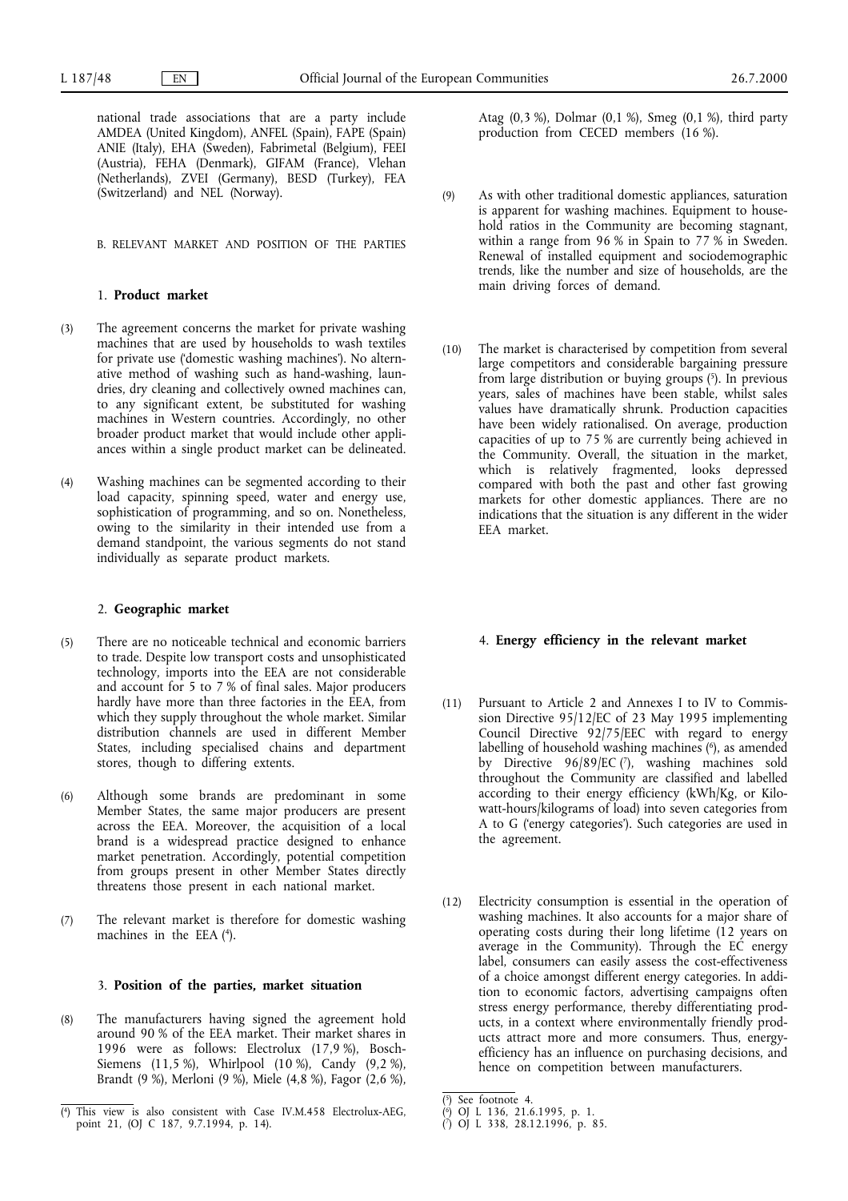national trade associations that are a party include AMDEA (United Kingdom), ANFEL (Spain), FAPE (Spain) ANIE (Italy), EHA (Sweden), Fabrimetal (Belgium), FEEI (Austria), FEHA (Denmark), GIFAM (France), Vlehan (Netherlands), ZVEI (Germany), BESD (Turkey), FEA (Switzerland) and NEL (Norway).

## B. RELEVANT MARKET AND POSITION OF THE PARTIES

### 1. **Product market**

(3) The agreement concerns the market for private washing machines that are used by households to wash textiles for private use ('domestic washing machines'). No alternative method of washing such as hand-washing, laundries, dry cleaning and collectively owned machines can, to any significant extent, be substituted for washing machines in Western countries. Accordingly, no other broader product market that would include other appliances within a single product market can be delineated.

(4) Washing machines can be segmented according to their load capacity, spinning speed, water and energy use, sophistication of programming, and so on. Nonetheless, owing to the similarity in their intended use from a demand standpoint, the various segments do not stand individually as separate product markets.

### 2. **Geographic market**

(5) There are no noticeable technical and economic barriers to trade. Despite low transport costs and unsophisticated technology, imports into the EEA are not considerable and account for 5 to 7 % of final sales. Major producers hardly have more than three factories in the EEA, from which they supply throughout the whole market. Similar distribution channels are used in different Member States, including specialised chains and department stores, though to differing extents.

(6) Although some brands are predominant in some Member States, the same major producers are present across the EEA. Moreover, the acquisition of a local brand is a widespread practice designed to enhance market penetration. Accordingly, potential competition from groups present in other Member States directly threatens those present in each national market.

(7) The relevant market is therefore for domestic washing machines in the EEA [4].

### 3. **Position of the parties, market situation**

(8) The manufacturers having signed the agreement hold around 90 % of the EEA market. Their market shares in 1996 were as follows: Electrolux (17,9 %), Bosch-Siemens (11,5 %), Whirlpool (10 %), Candy (9,2 %), Brandt (9 %), Merloni (9 %), Miele (4,8 %), Fagor (2,6 %), Atag (0,3 %), Dolmar (0,1 %), Smeg (0,1 %), third party production from CECED members (16 %).

(9) As with other traditional domestic appliances, saturation is apparent for washing machines. Equipment to household ratios in the Community are becoming stagnant, within a range from 96 % in Spain to 77 % in Sweden. Renewal of installed equipment and sociodemographic trends, like the number and size of households, are the main driving forces of demand.

(10) The market is characterised by competition from several large competitors and considerable bargaining pressure from large distribution or buying groups [5]. In previous years, sales of machines have been stable, whilst sales values have dramatically shrunk. Production capacities have been widely rationalised. On average, production capacities of up to 75 % are currently being achieved in the Community. Overall, the situation in the market, which is relatively fragmented, looks depressed compared with both the past and other fast growing markets for other domestic appliances. There are no indications that the situation is any different in the wider EEA market.

### 4. **Energy efficiency in the relevant market**

(11) Pursuant to Article 2 and Annexes I to IV to Commission Directive 95/12/EC of 23 May 1995 implementing Council Directive 92/75/EEC with regard to energy labelling of household washing machines [6], as amended by Directive 96/89/EC [7], washing machines sold throughout the Community are classified and labelled according to their energy efficiency (kWh/Kg, or Kilowatt-hours/kilograms of load) into seven categories from A to G ('energy categories'). Such categories are used in the agreement.

(12) Electricity consumption is essential in the operation of washing machines. It also accounts for a major share of operating costs during their long lifetime (12 years on average in the Community). Through the EC energy label, consumers can easily assess the cost-effectiveness of a choice amongst different energy categories. In addition to economic factors, advertising campaigns often stress energy performance, thereby differentiating products, in a context where environmentally friendly products attract more and more consumers. Thus, energy-efficiency has an influence on purchasing decisions, and hence on competition between manufacturers.

---

[4] This view is also consistent with Case IV.M.458 Electrolux-AEG, point 21, (OJ C 187, 9.7.1994, p. 14).

[5] See footnote 4.

[6] OJ L 136, 21.6.1995, p. 1.

[7] OJ L 338, 28.12.1996, p. 85.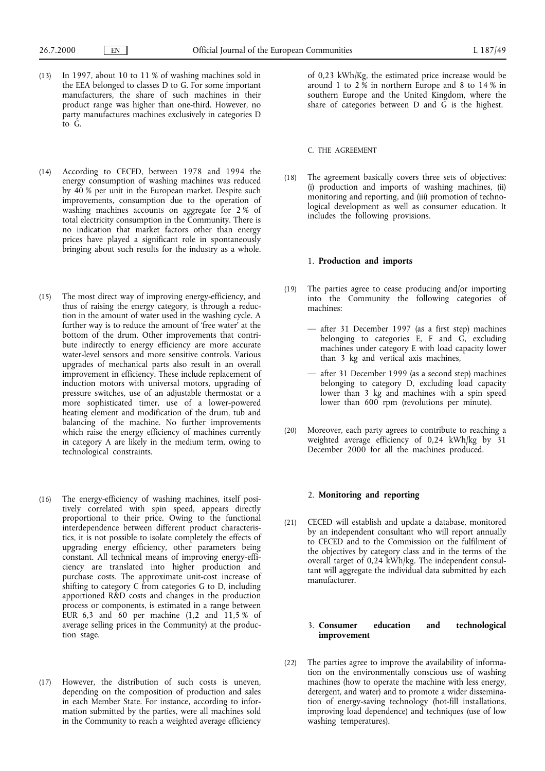(13) In 1997, about 10 to 11 % of washing machines sold in the EEA belonged to classes D to G. For some important manufacturers, the share of such machines in their product range was higher than one-third. However, no party manufactures machines exclusively in categories D to G.

(14) According to CECED, between 1978 and 1994 the energy consumption of washing machines was reduced by 40 % per unit in the European market. Despite such improvements, consumption due to the operation of washing machines accounts on aggregate for 2 % of total electricity consumption in the Community. There is no indication that market factors other than energy prices have played a significant role in spontaneously bringing about such results for the industry as a whole.

(15) The most direct way of improving energy-efficiency, and thus of raising the energy category, is through a reduction in the amount of water used in the washing cycle. A further way is to reduce the amount of 'free water' at the bottom of the drum. Other improvements that contribute indirectly to energy efficiency are more accurate water-level sensors and more sensitive controls. Various upgrades of mechanical parts also result in an overall improvement in efficiency. These include replacement of induction motors with universal motors, upgrading of pressure switches, use of an adjustable thermostat or a more sophisticated timer, use of a lower-powered heating element and modification of the drum, tub and balancing of the machine. No further improvements which raise the energy efficiency of machines currently in category A are likely in the medium term, owing to technological constraints.

(16) The energy-efficiency of washing machines, itself positively correlated with spin speed, appears directly proportional to their price. Owing to the functional interdependence between different product characteristics, it is not possible to isolate completely the effects of upgrading energy efficiency, other parameters being constant. All technical means of improving energy-efficiency are translated into higher production and purchase costs. The approximate unit-cost increase of shifting to category C from categories G to D, including apportioned R&D costs and changes in the production process or components, is estimated in a range between EUR 6,3 and 60 per machine (1,2 and 11,5 % of average selling prices in the Community) at the production stage.

(17) However, the distribution of such costs is uneven, depending on the composition of production and sales in each Member State. For instance, according to information submitted by the parties, were all machines sold in the Community to reach a weighted average efficiency of 0,23 kWh/Kg, the estimated price increase would be around 1 to 2 % in northern Europe and 8 to 14 % in southern Europe and the United Kingdom, where the share of categories between D and G is the highest.

C. THE AGREEMENT

(18) The agreement basically covers three sets of objectives: (i) production and imports of washing machines, (ii) monitoring and reporting, and (iii) promotion of technological development as well as consumer education. It includes the following provisions.

### 1. **Production and imports**

(19) The parties agree to cease producing and/or importing into the Community the following categories of machines:

- after 31 December 1997 (as a first step) machines belonging to categories E, F and G, excluding machines under category E with load capacity lower than 3 kg and vertical axis machines,
- after 31 December 1999 (as a second step) machines belonging to category D, excluding load capacity lower than 3 kg and machines with a spin speed lower than 600 rpm (revolutions per minute).

(20) Moreover, each party agrees to contribute to reaching a weighted average efficiency of 0,24 kWh/kg by 31 December 2000 for all the machines produced.

### 2. **Monitoring and reporting**

(21) CECED will establish and update a database, monitored by an independent consultant who will report annually to CECED and to the Commission on the fulfilment of the objectives by category class and in the terms of the overall target of 0,24 kWh/kg. The independent consultant will aggregate the individual data submitted by each manufacturer.

### 3. **Consumer education and technological improvement**

(22) The parties agree to improve the availability of information on the environmentally conscious use of washing machines (how to operate the machine with less energy, detergent, and water) and to promote a wider dissemination of energy-saving technology (hot-fill installations, improving load dependence) and techniques (use of low washing temperatures).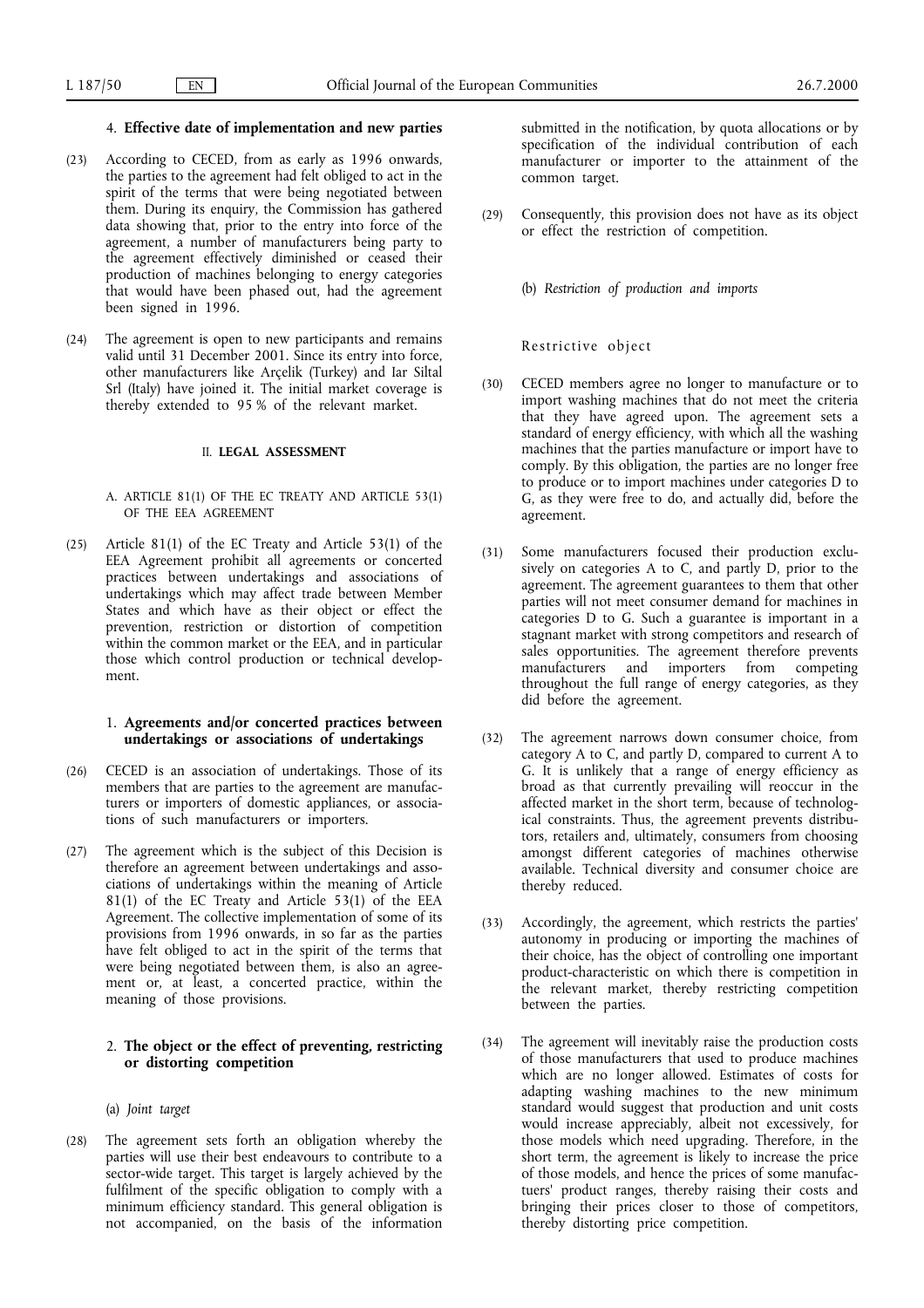### 4. **Effective date of implementation and new parties**

(23) According to CECED, from as early as 1996 onwards, the parties to the agreement had felt obliged to act in the spirit of the terms that were being negotiated between them. During its enquiry, the Commission has gathered data showing that, prior to the entry into force of the agreement, a number of manufacturers being party to the agreement effectively diminished or ceased their production of machines belonging to energy categories that would have been phased out, had the agreement been signed in 1996.

(24) The agreement is open to new participants and remains valid until 31 December 2001. Since its entry into force, other manufacturers like Arçelik (Turkey) and Iar Siltal Srl (Italy) have joined it. The initial market coverage is thereby extended to 95 % of the relevant market.

## II. **LEGAL ASSESSMENT**

### A. ARTICLE 81(1) OF THE EC TREATY AND ARTICLE 53(1) OF THE EEA AGREEMENT

(25) Article 81(1) of the EC Treaty and Article 53(1) of the EEA Agreement prohibit all agreements or concerted practices between undertakings and associations of undertakings which may affect trade between Member States and which have as their object or effect the prevention, restriction or distortion of competition within the common market or the EEA, and in particular those which control production or technical development.

### 1. **Agreements and/or concerted practices between undertakings or associations of undertakings**

(26) CECED is an association of undertakings. Those of its members that are parties to the agreement are manufacturers or importers of domestic appliances, or associations of such manufacturers or importers.

(27) The agreement which is the subject of this Decision is therefore an agreement between undertakings and associations of undertakings within the meaning of Article 81(1) of the EC Treaty and Article 53(1) of the EEA Agreement. The collective implementation of some of its provisions from 1996 onwards, in so far as the parties have felt obliged to act in the spirit of the terms that were being negotiated between them, is also an agreement or, at least, a concerted practice, within the meaning of those provisions.

### 2. **The object or the effect of preventing, restricting or distorting competition**

(a) *Joint target*

(28) The agreement sets forth an obligation whereby the parties will use their best endeavours to contribute to a sector-wide target. This target is largely achieved by the fulfilment of the specific obligation to comply with a minimum efficiency standard. This general obligation is not accompanied, on the basis of the information submitted in the notification, by quota allocations or by specification of the individual contribution of each manufacturer or importer to the attainment of the common target.

(29) Consequently, this provision does not have as its object or effect the restriction of competition.

(b) *Restriction of production and imports*

Restrictive object

(30) CECED members agree no longer to manufacture or to import washing machines that do not meet the criteria that they have agreed upon. The agreement sets a standard of energy efficiency, with which all the washing machines that the parties manufacture or import have to comply. By this obligation, the parties are no longer free to produce or to import machines under categories D to G, as they were free to do, and actually did, before the agreement.

(31) Some manufacturers focused their production exclusively on categories A to C, and partly D, prior to the agreement. The agreement guarantees to them that other parties will not meet consumer demand for machines in categories D to G. Such a guarantee is important in a stagnant market with strong competitors and research of sales opportunities. The agreement therefore prevents manufacturers and importers from competing throughout the full range of energy categories, as they did before the agreement.

(32) The agreement narrows down consumer choice, from category A to C, and partly D, compared to current A to G. It is unlikely that a range of energy efficiency as broad as that currently prevailing will reoccur in the affected market in the short term, because of technological constraints. Thus, the agreement prevents distributors, retailers and, ultimately, consumers from choosing amongst different categories of machines otherwise available. Technical diversity and consumer choice are thereby reduced.

(33) Accordingly, the agreement, which restricts the parties' autonomy in producing or importing the machines of their choice, has the object of controlling one important product-characteristic on which there is competition in the relevant market, thereby restricting competition between the parties.

(34) The agreement will inevitably raise the production costs of those manufacturers that used to produce machines which are no longer allowed. Estimates of costs for adapting washing machines to the new minimum standard would suggest that production and unit costs would increase appreciably, albeit not excessively, for those models which need upgrading. Therefore, in the short term, the agreement is likely to increase the price of those models, and hence the prices of some manufacturers' product ranges, thereby raising their costs and bringing their prices closer to those of competitors, thereby distorting price competition.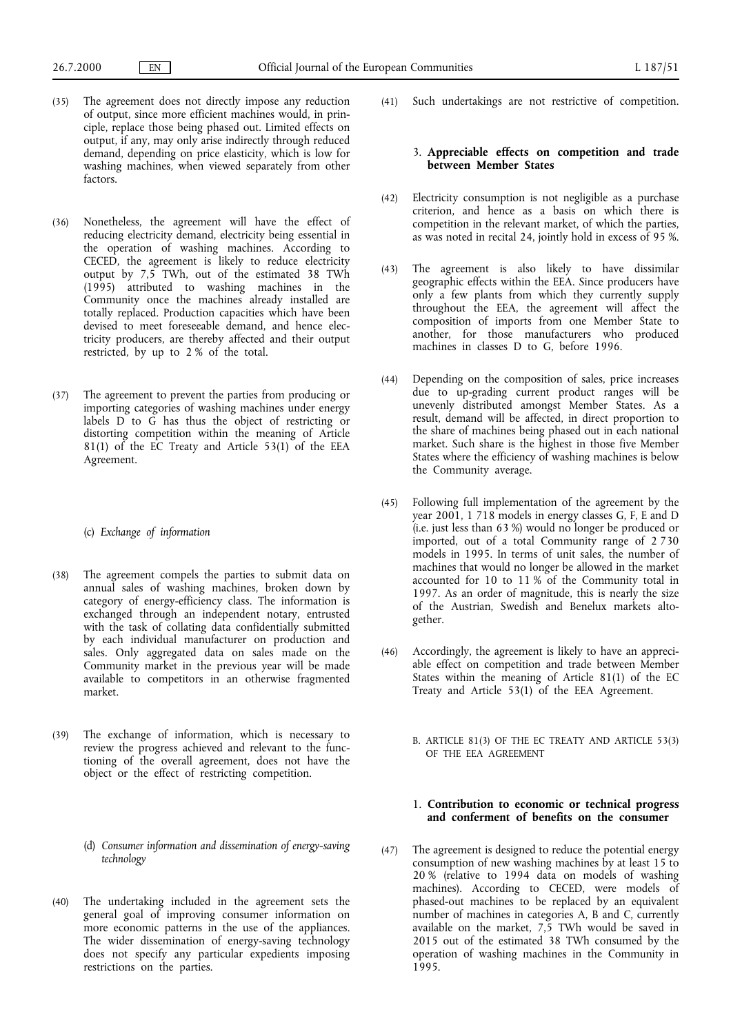(35) The agreement does not directly impose any reduction of output, since more efficient machines would, in principle, replace those being phased out. Limited effects on output, if any, may only arise indirectly through reduced demand, depending on price elasticity, which is low for washing machines, when viewed separately from other factors.

(36) Nonetheless, the agreement will have the effect of reducing electricity demand, electricity being essential in the operation of washing machines. According to CECED, the agreement is likely to reduce electricity output by 7,5 TWh, out of the estimated 38 TWh (1995) attributed to washing machines in the Community once the machines already installed are totally replaced. Production capacities which have been devised to meet foreseeable demand, and hence electricity producers, are thereby affected and their output restricted, by up to 2 % of the total.

(37) The agreement to prevent the parties from producing or importing categories of washing machines under energy labels D to G has thus the object of restricting or distorting competition within the meaning of Article 81(1) of the EC Treaty and Article 53(1) of the EEA Agreement.

(c) *Exchange of information*

(38) The agreement compels the parties to submit data on annual sales of washing machines, broken down by category of energy-efficiency class. The information is exchanged through an independent notary, entrusted with the task of collating data confidentially submitted by each individual manufacturer on production and sales. Only aggregated data on sales made on the Community market in the previous year will be made available to competitors in an otherwise fragmented market.

(39) The exchange of information, which is necessary to review the progress achieved and relevant to the functioning of the overall agreement, does not have the object or the effect of restricting competition.

(d) *Consumer information and dissemination of energy-saving technology*

(40) The undertaking included in the agreement sets the general goal of improving consumer information on more economic patterns in the use of the appliances. The wider dissemination of energy-saving technology does not specify any particular expedients imposing restrictions on the parties.

(41) Such undertakings are not restrictive of competition.

### 3. **Appreciable effects on competition and trade between Member States**

(42) Electricity consumption is not negligible as a purchase criterion, and hence as a basis on which there is competition in the relevant market, of which the parties, as was noted in recital 24, jointly hold in excess of 95 %.

(43) The agreement is also likely to have dissimilar geographic effects within the EEA. Since producers have only a few plants from which they currently supply throughout the EEA, the agreement will affect the composition of imports from one Member State to another, for those manufacturers who produced machines in classes D to G, before 1996.

(44) Depending on the composition of sales, price increases due to up-grading current product ranges will be unevenly distributed amongst Member States. As a result, demand will be affected, in direct proportion to the share of machines being phased out in each national market. Such share is the highest in those five Member States where the efficiency of washing machines is below the Community average.

(45) Following full implementation of the agreement by the year 2001, 1 718 models in energy classes G, F, E and D (i.e. just less than 63 %) would no longer be produced or imported, out of a total Community range of 2 730 models in 1995. In terms of unit sales, the number of machines that would no longer be allowed in the market accounted for 10 to 11 % of the Community total in 1997. As an order of magnitude, this is nearly the size of the Austrian, Swedish and Benelux markets altogether.

(46) Accordingly, the agreement is likely to have an appreciable effect on competition and trade between Member States within the meaning of Article 81(1) of the EC Treaty and Article 53(1) of the EEA Agreement.

## B. ARTICLE 81(3) OF THE EC TREATY AND ARTICLE 53(3) OF THE EEA AGREEMENT

### 1. **Contribution to economic or technical progress and conferment of benefits on the consumer**

(47) The agreement is designed to reduce the potential energy consumption of new washing machines by at least 15 to 20 % (relative to 1994 data on models of washing machines). According to CECED, were models of phased-out machines to be replaced by an equivalent number of machines in categories A, B and C, currently available on the market, 7,5 TWh would be saved in 2015 out of the estimated 38 TWh consumed by the operation of washing machines in the Community in 1995.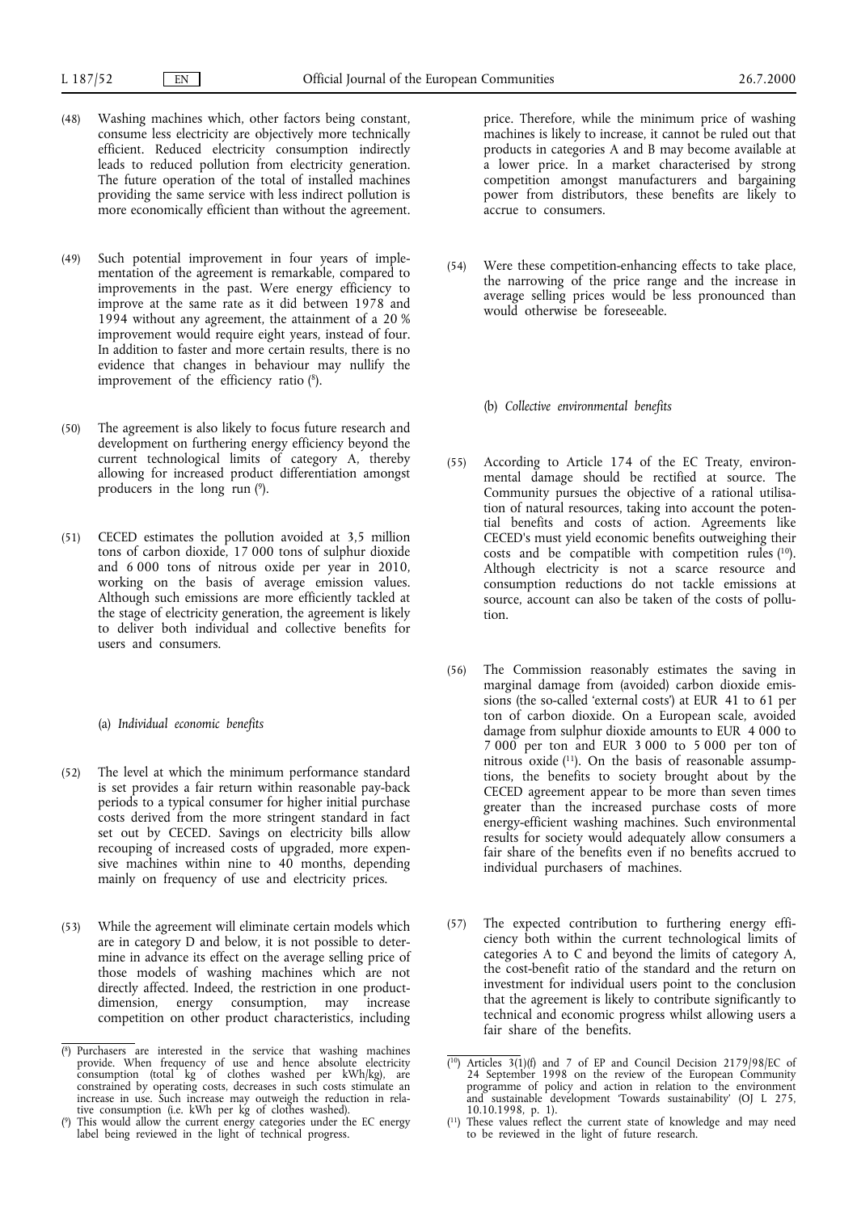(48) Washing machines which, other factors being constant, consume less electricity are objectively more technically efficient. Reduced electricity consumption indirectly leads to reduced pollution from electricity generation. The future operation of the total of installed machines providing the same service with less indirect pollution is more economically efficient than without the agreement.

(49) Such potential improvement in four years of implementation of the agreement is remarkable, compared to improvements in the past. Were energy efficiency to improve at the same rate as it did between 1978 and 1994 without any agreement, the attainment of a 20 % improvement would require eight years, instead of four. In addition to faster and more certain results, there is no evidence that changes in behaviour may nullify the improvement of the efficiency ratio [8].

(50) The agreement is also likely to focus future research and development on furthering energy efficiency beyond the current technological limits of category A, thereby allowing for increased product differentiation amongst producers in the long run [9].

(51) CECED estimates the pollution avoided at 3,5 million tons of carbon dioxide, 17 000 tons of sulphur dioxide and 6 000 tons of nitrous oxide per year in 2010, working on the basis of average emission values. Although such emissions are more efficiently tackled at the stage of electricity generation, the agreement is likely to deliver both individual and collective benefits for users and consumers.

(a) *Individual economic benefits*

(52) The level at which the minimum performance standard is set provides a fair return within reasonable pay-back periods to a typical consumer for higher initial purchase costs derived from the more stringent standard in fact set out by CECED. Savings on electricity bills allow recouping of increased costs of upgraded, more expensive machines within nine to 40 months, depending mainly on frequency of use and electricity prices.

(53) While the agreement will eliminate certain models which are in category D and below, it is not possible to determine in advance its effect on the average selling price of those models of washing machines which are not directly affected. Indeed, the restriction in one product-dimension, energy consumption, may increase competition on other product characteristics, including price. Therefore, while the minimum price of washing machines is likely to increase, it cannot be ruled out that products in categories A and B may become available at a lower price. In a market characterised by strong competition amongst manufacturers and bargaining power from distributors, these benefits are likely to accrue to consumers.

(54) Were these competition-enhancing effects to take place, the narrowing of the price range and the increase in average selling prices would be less pronounced than would otherwise be foreseeable.

(b) *Collective environmental benefits*

(55) According to Article 174 of the EC Treaty, environmental damage should be rectified at source. The Community pursues the objective of a rational utilisation of natural resources, taking into account the potential benefits and costs of action. Agreements like CECED's must yield economic benefits outweighing their costs and be compatible with competition rules [10]. Although electricity is not a scarce resource and consumption reductions do not tackle emissions at source, account can also be taken of the costs of pollution.

(56) The Commission reasonably estimates the saving in marginal damage from (avoided) carbon dioxide emissions (the so-called 'external costs') at EUR 41 to 61 per ton of carbon dioxide. On a European scale, avoided damage from sulphur dioxide amounts to EUR 4 000 to 7 000 per ton and EUR 3 000 to 5 000 per ton of nitrous oxide [11]. On the basis of reasonable assumptions, the benefits to society brought about by the CECED agreement appear to be more than seven times greater than the increased purchase costs of more energy-efficient washing machines. Such environmental results for society would adequately allow consumers a fair share of the benefits even if no benefits accrued to individual purchasers of machines.

(57) The expected contribution to furthering energy efficiency both within the current technological limits of categories A to C and beyond the limits of category A, the cost-benefit ratio of the standard and the return on investment for individual users point to the conclusion that the agreement is likely to contribute significantly to technical and economic progress whilst allowing users a fair share of the benefits.

---

[8] Purchasers are interested in the service that washing machines provide. When frequency of use and hence absolute electricity consumption (total kg of clothes washed per kWh/kg), are constrained by operating costs, decreases in such costs stimulate an increase in use. Such increase may outweigh the reduction in relative consumption (i.e. kWh per kg of clothes washed).

[9] This would allow the current energy categories under the EC energy label being reviewed in the light of technical progress.

[10] Articles 3(1)(f) and 7 of EP and Council Decision 2179/98/EC of 24 September 1998 on the review of the European Community programme of policy and action in relation to the environment and sustainable development 'Towards sustainability' (OJ L 275, 10.10.1998, p. 1).

[11] These values reflect the current state of knowledge and may need to be reviewed in the light of future research.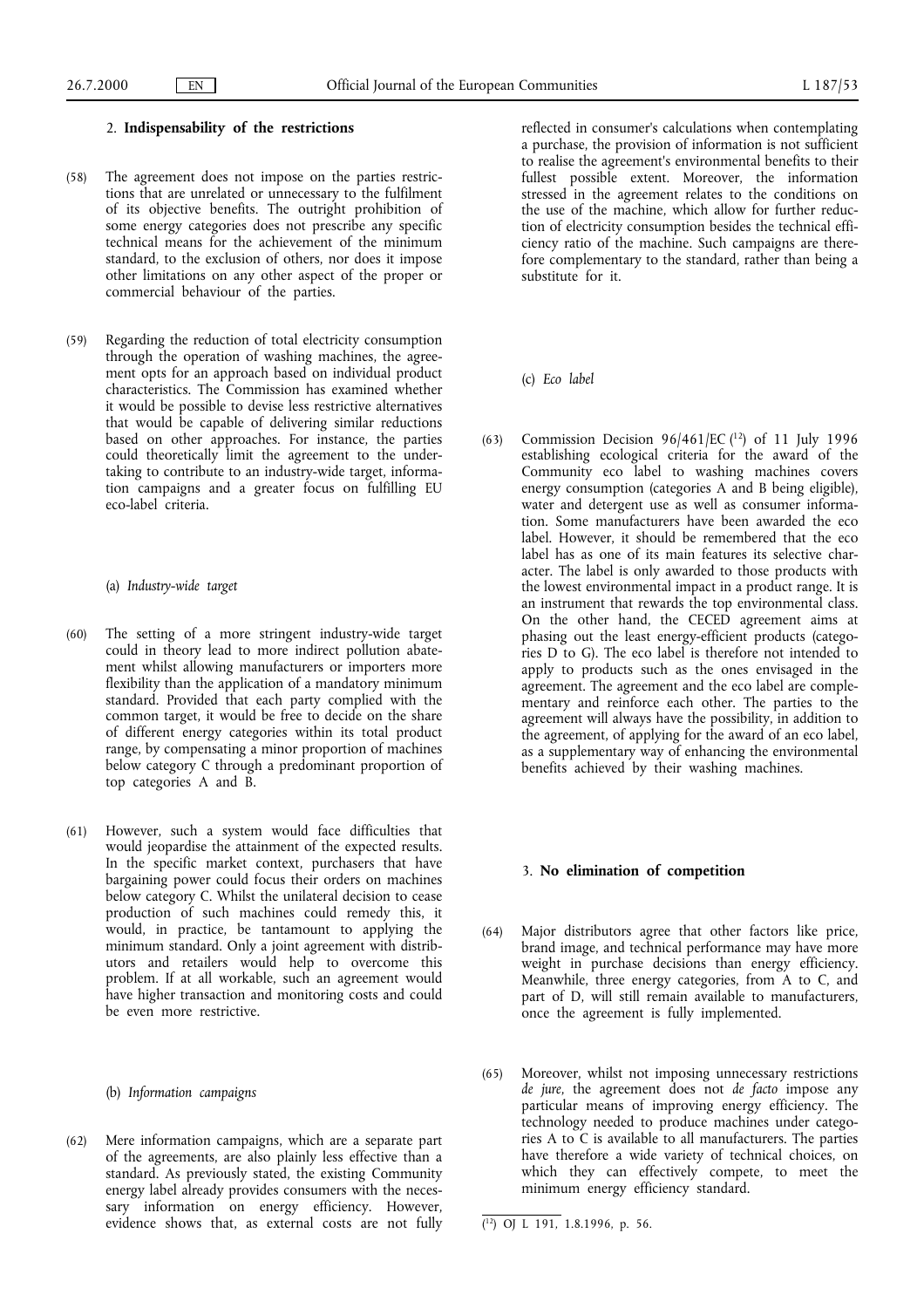## 2. **Indispensability of the restrictions**

(58) The agreement does not impose on the parties restrictions that are unrelated or unnecessary to the fulfilment of its objective benefits. The outright prohibition of some energy categories does not prescribe any specific technical means for the achievement of the minimum standard, to the exclusion of others, nor does it impose other limitations on any other aspect of the proper or commercial behaviour of the parties.

(59) Regarding the reduction of total electricity consumption through the operation of washing machines, the agreement opts for an approach based on individual product characteristics. The Commission has examined whether it would be possible to devise less restrictive alternatives that would be capable of delivering similar reductions based on other approaches. For instance, the parties could theoretically limit the agreement to the undertaking to contribute to an industry-wide target, information campaigns and a greater focus on fulfilling EU eco-label criteria.

(a) *Industry-wide target*

(60) The setting of a more stringent industry-wide target could in theory lead to more indirect pollution abatement whilst allowing manufacturers or importers more flexibility than the application of a mandatory minimum standard. Provided that each party complied with the common target, it would be free to decide on the share of different energy categories within its total product range, by compensating a minor proportion of machines below category C through a predominant proportion of top categories A and B.

(61) However, such a system would face difficulties that would jeopardise the attainment of the expected results. In the specific market context, purchasers that have bargaining power could focus their orders on machines below category C. Whilst the unilateral decision to cease production of such machines could remedy this, it would, in practice, be tantamount to applying the minimum standard. Only a joint agreement with distributors and retailers would help to overcome this problem. If at all workable, such an agreement would have higher transaction and monitoring costs and could be even more restrictive.

(b) *Information campaigns*

(62) Mere information campaigns, which are a separate part of the agreements, are also plainly less effective than a standard. As previously stated, the existing Community energy label already provides consumers with the necessary information on energy efficiency. However, evidence shows that, as external costs are not fully reflected in consumer's calculations when contemplating a purchase, the provision of information is not sufficient to realise the agreement's environmental benefits to their fullest possible extent. Moreover, the information stressed in the agreement relates to the conditions on the use of the machine, which allow for further reduction of electricity consumption besides the technical efficiency ratio of the machine. Such campaigns are therefore complementary to the standard, rather than being a substitute for it.

(c) *Eco label*

(63) Commission Decision 96/461/EC [12] of 11 July 1996 establishing ecological criteria for the award of the Community eco label to washing machines covers energy consumption (categories A and B being eligible), water and detergent use as well as consumer information. Some manufacturers have been awarded the eco label. However, it should be remembered that the eco label has as one of its main features its selective character. The label is only awarded to those products with the lowest environmental impact in a product range. It is an instrument that rewards the top environmental class. On the other hand, the CECED agreement aims at phasing out the least energy-efficient products (categories D to G). The eco label is therefore not intended to apply to products such as the ones envisaged in the agreement. The agreement and the eco label are complementary and reinforce each other. The parties to the agreement will always have the possibility, in addition to the agreement, of applying for the award of an eco label, as a supplementary way of enhancing the environmental benefits achieved by their washing machines.

## 3. **No elimination of competition**

(64) Major distributors agree that other factors like price, brand image, and technical performance may have more weight in purchase decisions than energy efficiency. Meanwhile, three energy categories, from A to C, and part of D, will still remain available to manufacturers, once the agreement is fully implemented.

(65) Moreover, whilst not imposing unnecessary restrictions *de jure*, the agreement does not *de facto* impose any particular means of improving energy efficiency. The technology needed to produce machines under categories A to C is available to all manufacturers. The parties have therefore a wide variety of technical choices, on which they can effectively compete, to meet the minimum energy efficiency standard.

---

[12] OJ L 191, 1.8.1996, p. 56.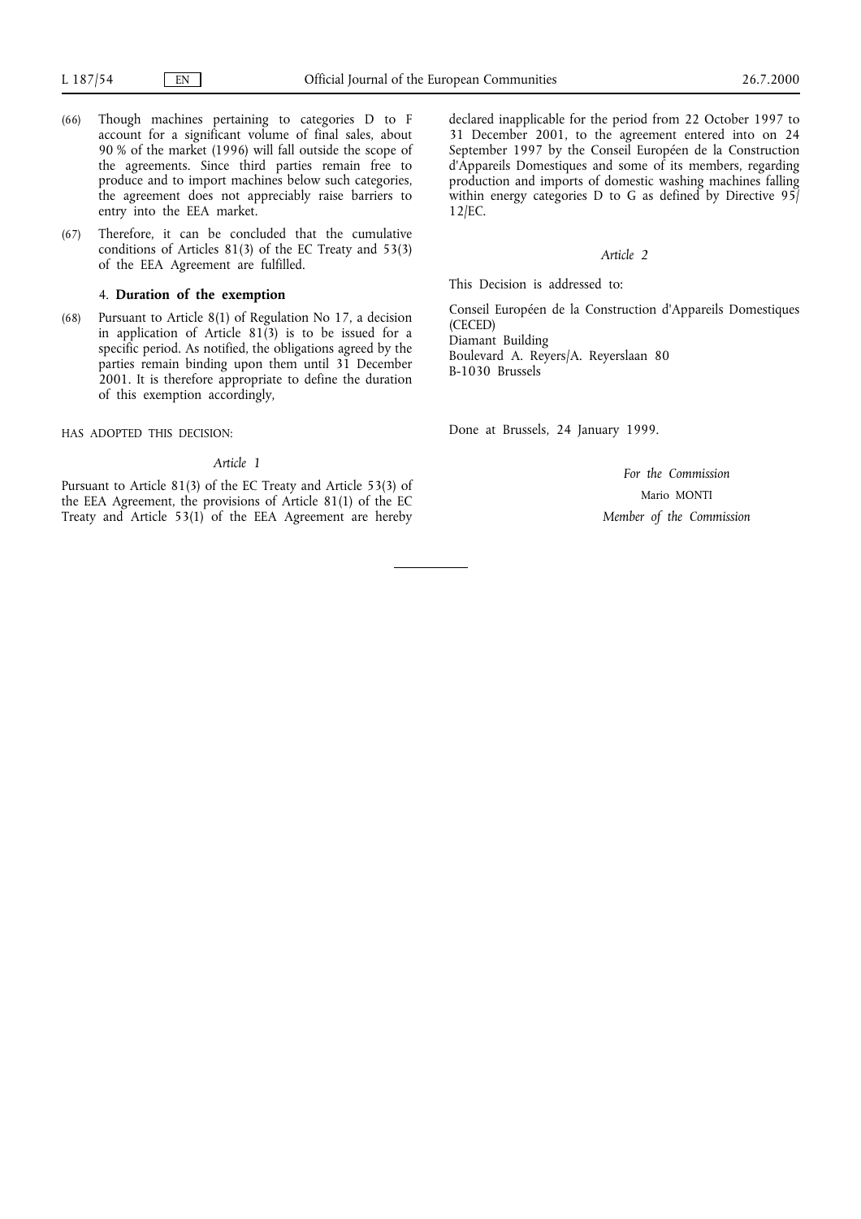(66) Though machines pertaining to categories D to F account for a significant volume of final sales, about 90 % of the market (1996) will fall outside the scope of the agreements. Since third parties remain free to produce and to import machines below such categories, the agreement does not appreciably raise barriers to entry into the EEA market.

(67) Therefore, it can be concluded that the cumulative conditions of Articles 81(3) of the EC Treaty and 53(3) of the EEA Agreement are fulfilled.

### 4. **Duration of the exemption**

(68) Pursuant to Article 8(1) of Regulation No 17, a decision in application of Article 81(3) is to be issued for a specific period. As notified, the obligations agreed by the parties remain binding upon them until 31 December 2001. It is therefore appropriate to define the duration of this exemption accordingly,

HAS ADOPTED THIS DECISION:

*Article 1*

Pursuant to Article 81(3) of the EC Treaty and Article 53(3) of the EEA Agreement, the provisions of Article 81(1) of the EC Treaty and Article 53(1) of the EEA Agreement are hereby declared inapplicable for the period from 22 October 1997 to 31 December 2001, to the agreement entered into on 24 September 1997 by the Conseil Européen de la Construction d'Appareils Domestiques and some of its members, regarding production and imports of domestic washing machines falling within energy categories D to G as defined by Directive 95/12/EC.

*Article 2*

This Decision is addressed to:

Conseil Européen de la Construction d'Appareils Domestiques (CECED)
Diamant Building
Boulevard A. Reyers/A. Reyerslaan 80
B-1030 Brussels

Done at Brussels, 24 January 1999.

*For the Commission*

Mario MONTI

*Member of the Commission*